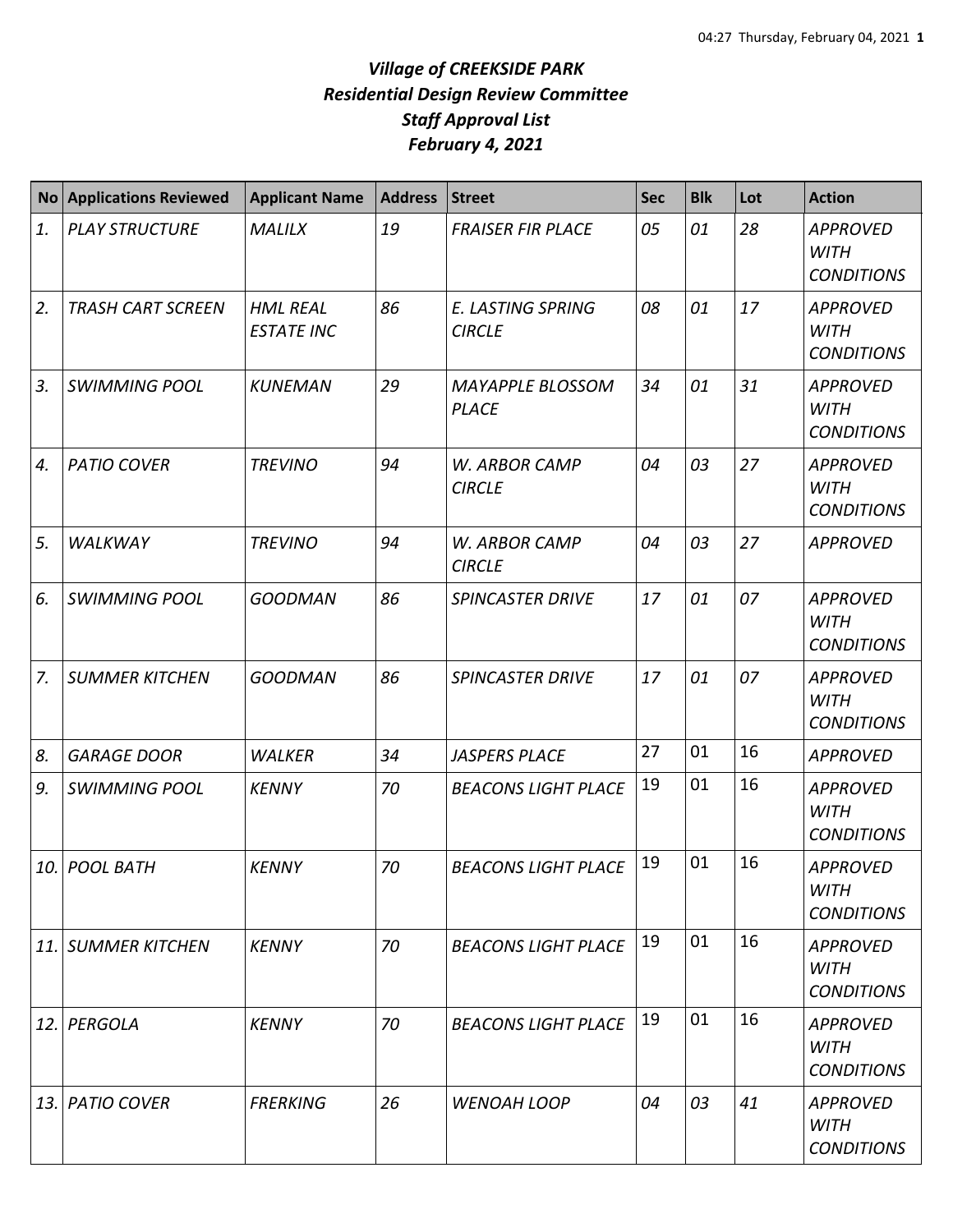# *Village of CREEKSIDE PARK*
# *Residential Design Review Committee*
# *Staff Approval List*
# *February 4, 2021*

| No | Applications Reviewed | Applicant Name | Address | Street | Sec | Blk | Lot | Action |
|---|---|---|---|---|---|---|---|---|
| 1. | PLAY STRUCTURE | MALILX | 19 | FRAISER FIR PLACE | 05 | 01 | 28 | APPROVED WITH CONDITIONS |
| 2. | TRASH CART SCREEN | HML REAL ESTATE INC | 86 | E. LASTING SPRING CIRCLE | 08 | 01 | 17 | APPROVED WITH CONDITIONS |
| 3. | SWIMMING POOL | KUNEMAN | 29 | MAYAPPLE BLOSSOM PLACE | 34 | 01 | 31 | APPROVED WITH CONDITIONS |
| 4. | PATIO COVER | TREVINO | 94 | W. ARBOR CAMP CIRCLE | 04 | 03 | 27 | APPROVED WITH CONDITIONS |
| 5. | WALKWAY | TREVINO | 94 | W. ARBOR CAMP CIRCLE | 04 | 03 | 27 | APPROVED |
| 6. | SWIMMING POOL | GOODMAN | 86 | SPINCASTER DRIVE | 17 | 01 | 07 | APPROVED WITH CONDITIONS |
| 7. | SUMMER KITCHEN | GOODMAN | 86 | SPINCASTER DRIVE | 17 | 01 | 07 | APPROVED WITH CONDITIONS |
| 8. | GARAGE DOOR | WALKER | 34 | JASPERS PLACE | 27 | 01 | 16 | APPROVED |
| 9. | SWIMMING POOL | KENNY | 70 | BEACONS LIGHT PLACE | 19 | 01 | 16 | APPROVED WITH CONDITIONS |
| 10. | POOL BATH | KENNY | 70 | BEACONS LIGHT PLACE | 19 | 01 | 16 | APPROVED WITH CONDITIONS |
| 11. | SUMMER KITCHEN | KENNY | 70 | BEACONS LIGHT PLACE | 19 | 01 | 16 | APPROVED WITH CONDITIONS |
| 12. | PERGOLA | KENNY | 70 | BEACONS LIGHT PLACE | 19 | 01 | 16 | APPROVED WITH CONDITIONS |
| 13. | PATIO COVER | FRERKING | 26 | WENOAH LOOP | 04 | 03 | 41 | APPROVED WITH CONDITIONS |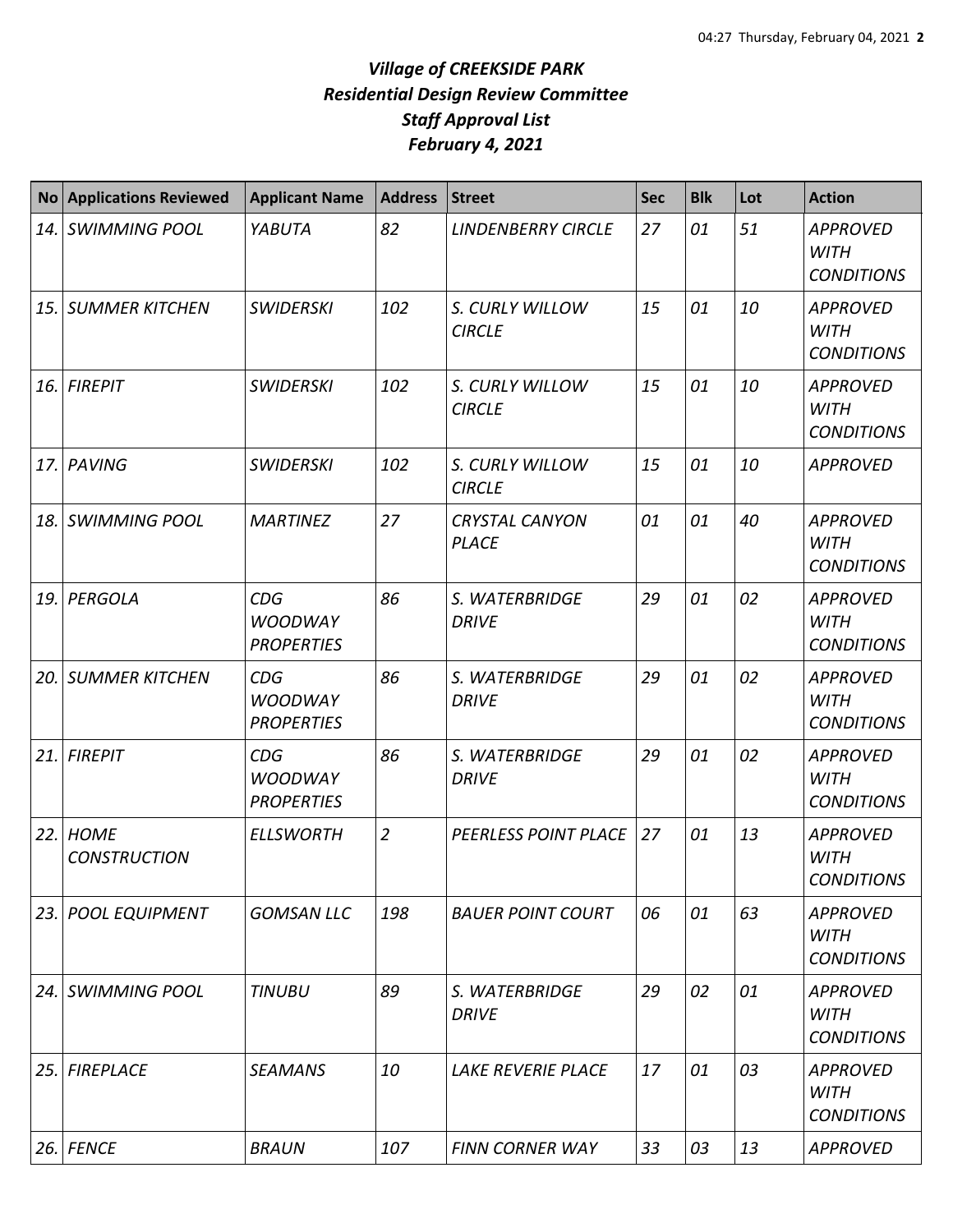# *Village of CREEKSIDE PARK*
## *Residential Design Review Committee*
## *Staff Approval List*
## *February 4, 2021*

| No | Applications Reviewed | Applicant Name | Address | Street | Sec | Blk | Lot | Action |
|---|---|---|---|---|---|---|---|---|
| *14.* | *SWIMMING POOL* | *YABUTA* | *82* | *LINDENBERRY CIRCLE* | *27* | *01* | *51* | *APPROVED WITH CONDITIONS* |
| *15.* | *SUMMER KITCHEN* | *SWIDERSKI* | *102* | *S. CURLY WILLOW CIRCLE* | *15* | *01* | *10* | *APPROVED WITH CONDITIONS* |
| *16.* | *FIREPIT* | *SWIDERSKI* | *102* | *S. CURLY WILLOW CIRCLE* | *15* | *01* | *10* | *APPROVED WITH CONDITIONS* |
| *17.* | *PAVING* | *SWIDERSKI* | *102* | *S. CURLY WILLOW CIRCLE* | *15* | *01* | *10* | *APPROVED* |
| *18.* | *SWIMMING POOL* | *MARTINEZ* | *27* | *CRYSTAL CANYON PLACE* | *01* | *01* | *40* | *APPROVED WITH CONDITIONS* |
| *19.* | *PERGOLA* | *CDG WOODWAY PROPERTIES* | *86* | *S. WATERBRIDGE DRIVE* | *29* | *01* | *02* | *APPROVED WITH CONDITIONS* |
| *20.* | *SUMMER KITCHEN* | *CDG WOODWAY PROPERTIES* | *86* | *S. WATERBRIDGE DRIVE* | *29* | *01* | *02* | *APPROVED WITH CONDITIONS* |
| *21.* | *FIREPIT* | *CDG WOODWAY PROPERTIES* | *86* | *S. WATERBRIDGE DRIVE* | *29* | *01* | *02* | *APPROVED WITH CONDITIONS* |
| *22.* | *HOME CONSTRUCTION* | *ELLSWORTH* | *2* | *PEERLESS POINT PLACE* | *27* | *01* | *13* | *APPROVED WITH CONDITIONS* |
| *23.* | *POOL EQUIPMENT* | *GOMSAN LLC* | *198* | *BAUER POINT COURT* | *06* | *01* | *63* | *APPROVED WITH CONDITIONS* |
| *24.* | *SWIMMING POOL* | *TINUBU* | *89* | *S. WATERBRIDGE DRIVE* | *29* | *02* | *01* | *APPROVED WITH CONDITIONS* |
| *25.* | *FIREPLACE* | *SEAMANS* | *10* | *LAKE REVERIE PLACE* | *17* | *01* | *03* | *APPROVED WITH CONDITIONS* |
| *26.* | *FENCE* | *BRAUN* | *107* | *FINN CORNER WAY* | *33* | *03* | *13* | *APPROVED* |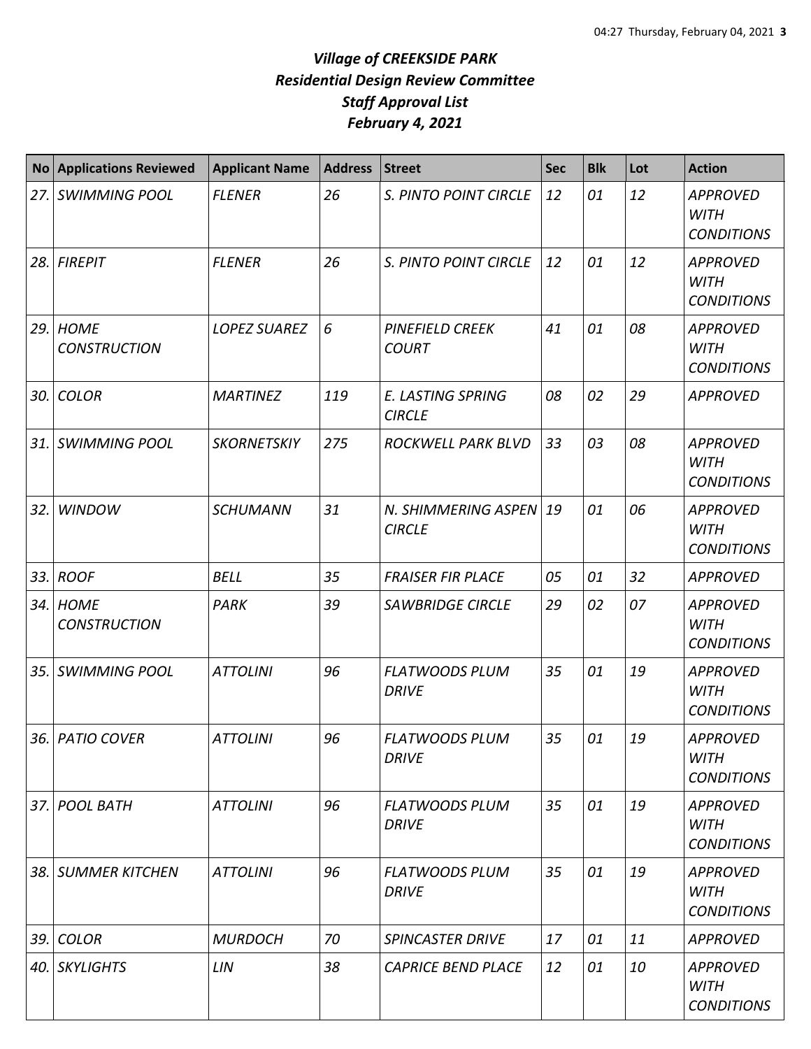# *Village of CREEKSIDE PARK*
## *Residential Design Review Committee*
## *Staff Approval List*
## *February 4, 2021*

| No | Applications Reviewed | Applicant Name | Address | Street | Sec | Blk | Lot | Action |
|---|---|---|---|---|---|---|---|---|
| *27.* | *SWIMMING POOL* | *FLENER* | *26* | *S. PINTO POINT CIRCLE* | *12* | *01* | *12* | *APPROVED WITH CONDITIONS* |
| *28.* | *FIREPIT* | *FLENER* | *26* | *S. PINTO POINT CIRCLE* | *12* | *01* | *12* | *APPROVED WITH CONDITIONS* |
| *29.* | *HOME CONSTRUCTION* | *LOPEZ SUAREZ* | *6* | *PINEFIELD CREEK COURT* | *41* | *01* | *08* | *APPROVED WITH CONDITIONS* |
| *30.* | *COLOR* | *MARTINEZ* | *119* | *E. LASTING SPRING CIRCLE* | *08* | *02* | *29* | *APPROVED* |
| *31.* | *SWIMMING POOL* | *SKORNETSKIY* | *275* | *ROCKWELL PARK BLVD* | *33* | *03* | *08* | *APPROVED WITH CONDITIONS* |
| *32.* | *WINDOW* | *SCHUMANN* | *31* | *N. SHIMMERING ASPEN CIRCLE* | *19* | *01* | *06* | *APPROVED WITH CONDITIONS* |
| *33.* | *ROOF* | *BELL* | *35* | *FRAISER FIR PLACE* | *05* | *01* | *32* | *APPROVED* |
| *34.* | *HOME CONSTRUCTION* | *PARK* | *39* | *SAWBRIDGE CIRCLE* | *29* | *02* | *07* | *APPROVED WITH CONDITIONS* |
| *35.* | *SWIMMING POOL* | *ATTOLINI* | *96* | *FLATWOODS PLUM DRIVE* | *35* | *01* | *19* | *APPROVED WITH CONDITIONS* |
| *36.* | *PATIO COVER* | *ATTOLINI* | *96* | *FLATWOODS PLUM DRIVE* | *35* | *01* | *19* | *APPROVED WITH CONDITIONS* |
| *37.* | *POOL BATH* | *ATTOLINI* | *96* | *FLATWOODS PLUM DRIVE* | *35* | *01* | *19* | *APPROVED WITH CONDITIONS* |
| *38.* | *SUMMER KITCHEN* | *ATTOLINI* | *96* | *FLATWOODS PLUM DRIVE* | *35* | *01* | *19* | *APPROVED WITH CONDITIONS* |
| *39.* | *COLOR* | *MURDOCH* | *70* | *SPINCASTER DRIVE* | *17* | *01* | *11* | *APPROVED* |
| *40.* | *SKYLIGHTS* | *LIN* | *38* | *CAPRICE BEND PLACE* | *12* | *01* | *10* | *APPROVED WITH CONDITIONS* |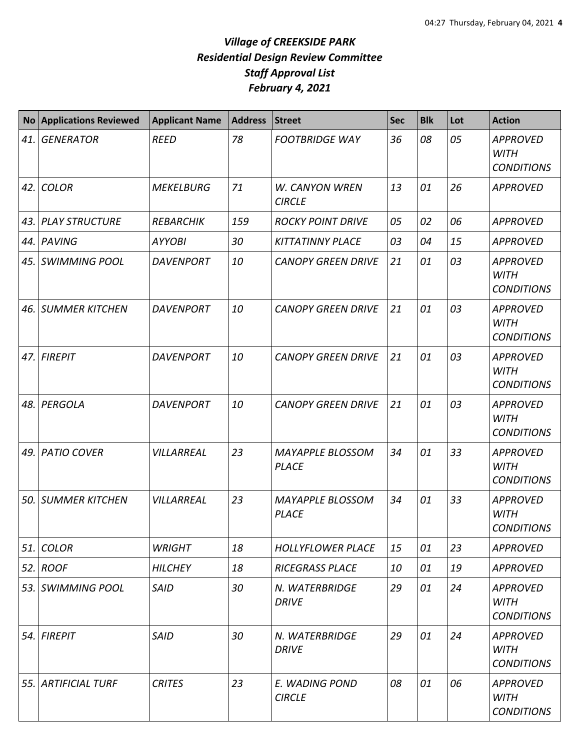# *Village of CREEKSIDE PARK*
## *Residential Design Review Committee*
## *Staff Approval List*
## *February 4, 2021*

| No | Applications Reviewed | Applicant Name | Address | Street | Sec | Blk | Lot | Action |
|---|---|---|---|---|---|---|---|---|
| *41.* | *GENERATOR* | *REED* | *78* | *FOOTBRIDGE WAY* | *36* | *08* | *05* | *APPROVED WITH CONDITIONS* |
| *42.* | *COLOR* | *MEKELBURG* | *71* | *W. CANYON WREN CIRCLE* | *13* | *01* | *26* | *APPROVED* |
| *43.* | *PLAY STRUCTURE* | *REBARCHIK* | *159* | *ROCKY POINT DRIVE* | *05* | *02* | *06* | *APPROVED* |
| *44.* | *PAVING* | *AYYOBI* | *30* | *KITTATINNY PLACE* | *03* | *04* | *15* | *APPROVED* |
| *45.* | *SWIMMING POOL* | *DAVENPORT* | *10* | *CANOPY GREEN DRIVE* | *21* | *01* | *03* | *APPROVED WITH CONDITIONS* |
| *46.* | *SUMMER KITCHEN* | *DAVENPORT* | *10* | *CANOPY GREEN DRIVE* | *21* | *01* | *03* | *APPROVED WITH CONDITIONS* |
| *47.* | *FIREPIT* | *DAVENPORT* | *10* | *CANOPY GREEN DRIVE* | *21* | *01* | *03* | *APPROVED WITH CONDITIONS* |
| *48.* | *PERGOLA* | *DAVENPORT* | *10* | *CANOPY GREEN DRIVE* | *21* | *01* | *03* | *APPROVED WITH CONDITIONS* |
| *49.* | *PATIO COVER* | *VILLARREAL* | *23* | *MAYAPPLE BLOSSOM PLACE* | *34* | *01* | *33* | *APPROVED WITH CONDITIONS* |
| *50.* | *SUMMER KITCHEN* | *VILLARREAL* | *23* | *MAYAPPLE BLOSSOM PLACE* | *34* | *01* | *33* | *APPROVED WITH CONDITIONS* |
| *51.* | *COLOR* | *WRIGHT* | *18* | *HOLLYFLOWER PLACE* | *15* | *01* | *23* | *APPROVED* |
| *52.* | *ROOF* | *HILCHEY* | *18* | *RICEGRASS PLACE* | *10* | *01* | *19* | *APPROVED* |
| *53.* | *SWIMMING POOL* | *SAID* | *30* | *N. WATERBRIDGE DRIVE* | *29* | *01* | *24* | *APPROVED WITH CONDITIONS* |
| *54.* | *FIREPIT* | *SAID* | *30* | *N. WATERBRIDGE DRIVE* | *29* | *01* | *24* | *APPROVED WITH CONDITIONS* |
| *55.* | *ARTIFICIAL TURF* | *CRITES* | *23* | *E. WADING POND CIRCLE* | *08* | *01* | *06* | *APPROVED WITH CONDITIONS* |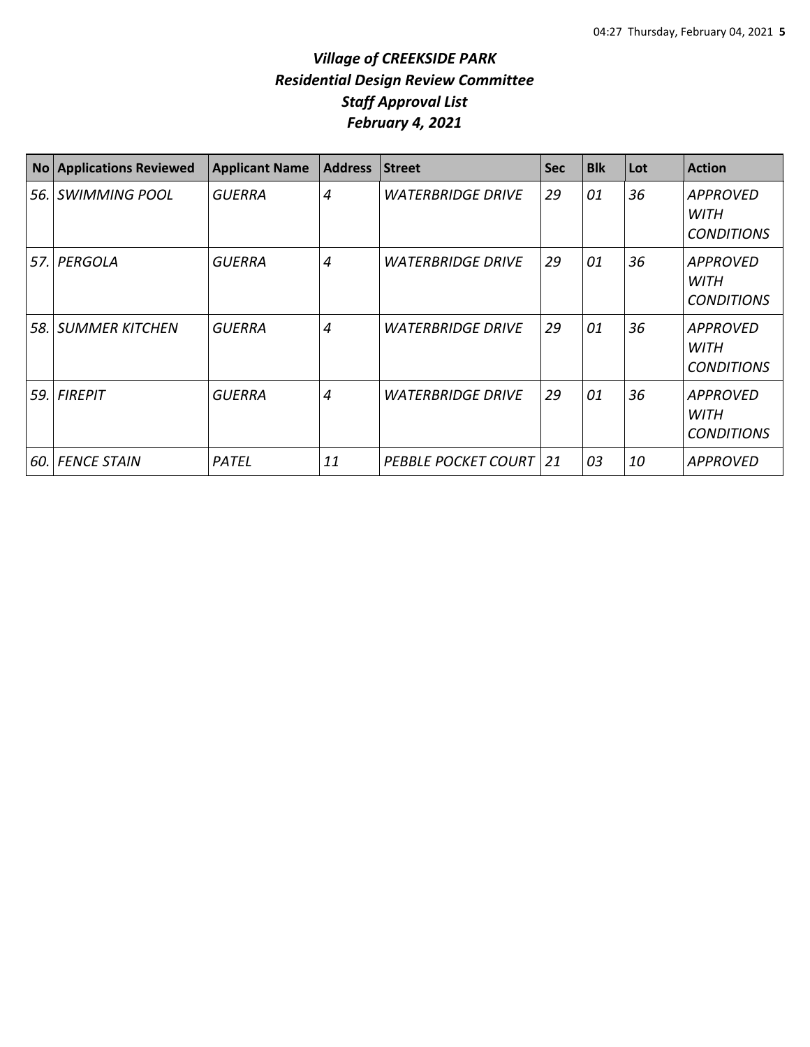# *Village of CREEKSIDE PARK*
## *Residential Design Review Committee*
## *Staff Approval List*
## *February 4, 2021*

| No | Applications Reviewed | Applicant Name | Address | Street | Sec | Blk | Lot | Action |
|---|---|---|---|---|---|---|---|---|
| *56.* | *SWIMMING POOL* | *GUERRA* | *4* | *WATERBRIDGE DRIVE* | *29* | *01* | *36* | *APPROVED WITH CONDITIONS* |
| *57.* | *PERGOLA* | *GUERRA* | *4* | *WATERBRIDGE DRIVE* | *29* | *01* | *36* | *APPROVED WITH CONDITIONS* |
| *58.* | *SUMMER KITCHEN* | *GUERRA* | *4* | *WATERBRIDGE DRIVE* | *29* | *01* | *36* | *APPROVED WITH CONDITIONS* |
| *59.* | *FIREPIT* | *GUERRA* | *4* | *WATERBRIDGE DRIVE* | *29* | *01* | *36* | *APPROVED WITH CONDITIONS* |
| *60.* | *FENCE STAIN* | *PATEL* | *11* | *PEBBLE POCKET COURT* | *21* | *03* | *10* | *APPROVED* |